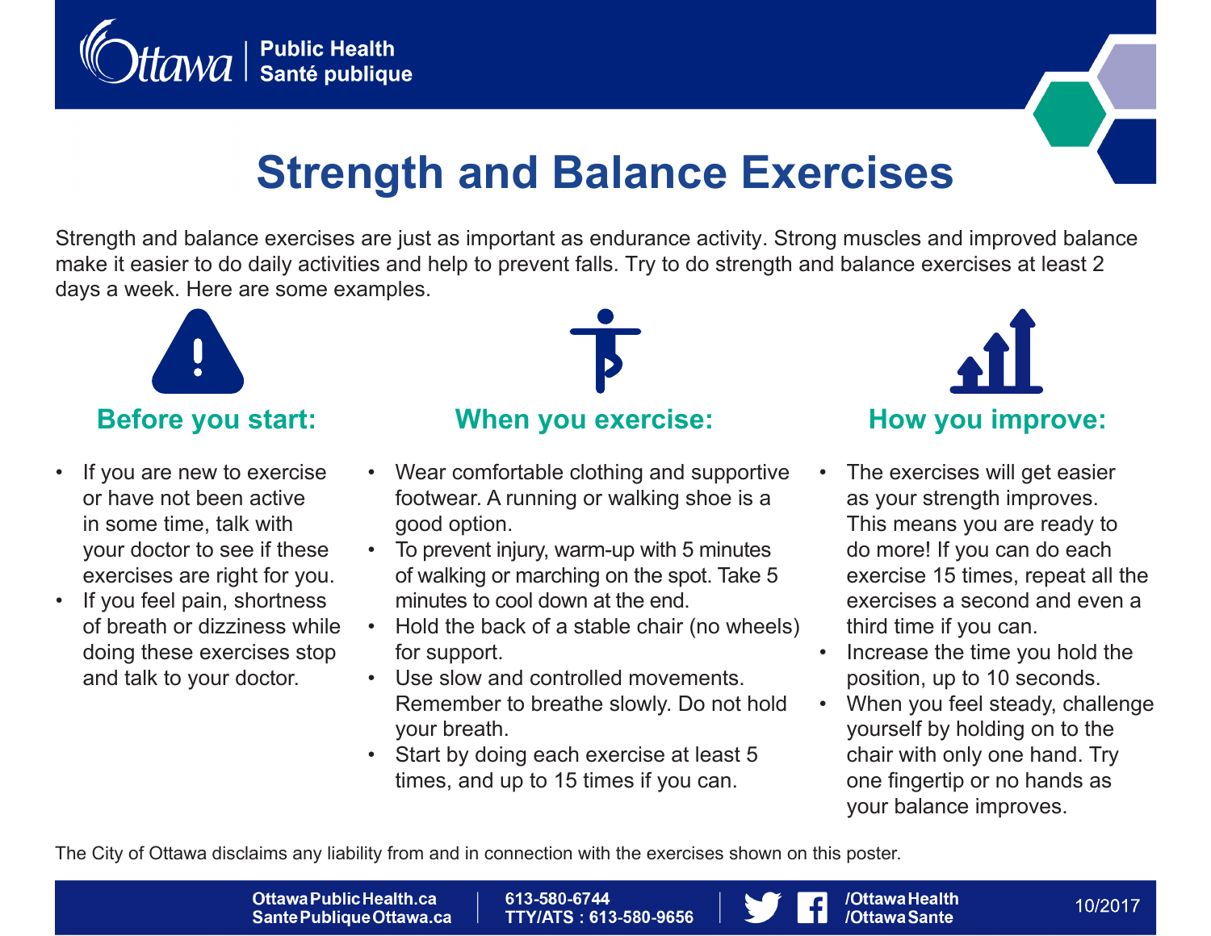Ottawa | Public Health | Santé publique

# Strength and Balance Exercises

Strength and balance exercises are just as important as endurance activity. Strong muscles and improved balance make it easier to do daily activities and help to prevent falls. Try to do strength and balance exercises at least 2 days a week. Here are some examples.

## Before you start:

- If you are new to exercise or have not been active in some time, talk with your doctor to see if these exercises are right for you.
- If you feel pain, shortness of breath or dizziness while doing these exercises stop and talk to your doctor.

## When you exercise:

- Wear comfortable clothing and supportive footwear. A running or walking shoe is a good option.
- To prevent injury, warm-up with 5 minutes of walking or marching on the spot. Take 5 minutes to cool down at the end.
- Hold the back of a stable chair (no wheels) for support.
- Use slow and controlled movements. Remember to breathe slowly. Do not hold your breath.
- Start by doing each exercise at least 5 times, and up to 15 times if you can.

## How you improve:

- The exercises will get easier as your strength improves. This means you are ready to do more! If you can do each exercise 15 times, repeat all the exercises a second and even a third time if you can.
- Increase the time you hold the position, up to 10 seconds.
- When you feel steady, challenge yourself by holding on to the chair with only one hand. Try one fingertip or no hands as your balance improves.

The City of Ottawa disclaims any liability from and in connection with the exercises shown on this poster.

OttawaPublicHealth.ca
SantePubliqueOttawa.ca | 613-580-6744
TTY/ATS : 613-580-9656 | /OttawaHealth
/OttawaSante | 10/2017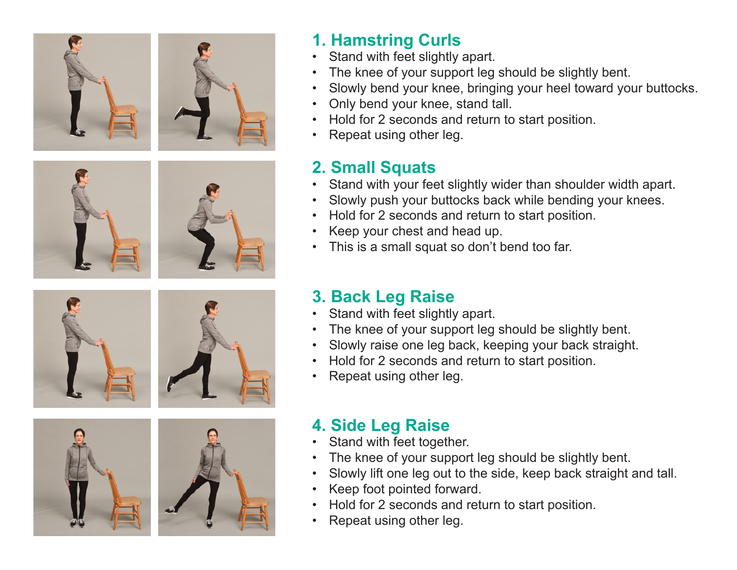## 1. Hamstring Curls

- Stand with feet slightly apart.
- The knee of your support leg should be slightly bent.
- Slowly bend your knee, bringing your heel toward your buttocks.
- Only bend your knee, stand tall.
- Hold for 2 seconds and return to start position.
- Repeat using other leg.

## 2. Small Squats

- Stand with your feet slightly wider than shoulder width apart.
- Slowly push your buttocks back while bending your knees.
- Hold for 2 seconds and return to start position.
- Keep your chest and head up.
- This is a small squat so don't bend too far.

## 3. Back Leg Raise

- Stand with feet slightly apart.
- The knee of your support leg should be slightly bent.
- Slowly raise one leg back, keeping your back straight.
- Hold for 2 seconds and return to start position.
- Repeat using other leg.

## 4. Side Leg Raise

- Stand with feet together.
- The knee of your support leg should be slightly bent.
- Slowly lift one leg out to the side, keep back straight and tall.
- Keep foot pointed forward.
- Hold for 2 seconds and return to start position.
- Repeat using other leg.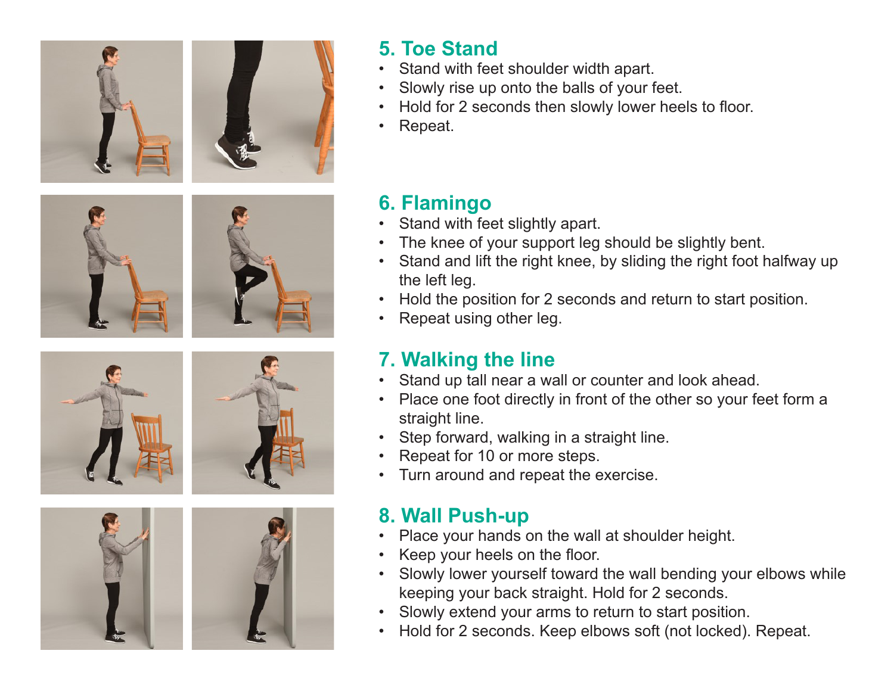## 5. Toe Stand

- Stand with feet shoulder width apart.
- Slowly rise up onto the balls of your feet.
- Hold for 2 seconds then slowly lower heels to floor.
- Repeat.

## 6. Flamingo

- Stand with feet slightly apart.
- The knee of your support leg should be slightly bent.
- Stand and lift the right knee, by sliding the right foot halfway up the left leg.
- Hold the position for 2 seconds and return to start position.
- Repeat using other leg.

## 7. Walking the line

- Stand up tall near a wall or counter and look ahead.
- Place one foot directly in front of the other so your feet form a straight line.
- Step forward, walking in a straight line.
- Repeat for 10 or more steps.
- Turn around and repeat the exercise.

## 8. Wall Push-up

- Place your hands on the wall at shoulder height.
- Keep your heels on the floor.
- Slowly lower yourself toward the wall bending your elbows while keeping your back straight. Hold for 2 seconds.
- Slowly extend your arms to return to start position.
- Hold for 2 seconds. Keep elbows soft (not locked). Repeat.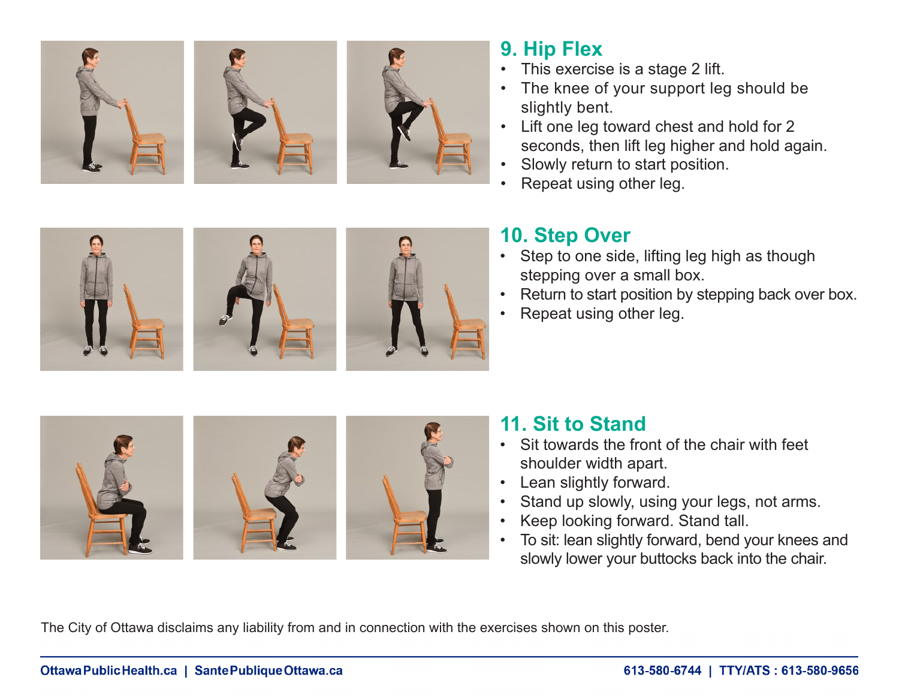## 9. Hip Flex

- This exercise is a stage 2 lift.
- The knee of your support leg should be slightly bent.
- Lift one leg toward chest and hold for 2 seconds, then lift leg higher and hold again.
- Slowly return to start position.
- Repeat using other leg.

## 10. Step Over

- Step to one side, lifting leg high as though stepping over a small box.
- Return to start position by stepping back over box.
- Repeat using other leg.

## 11. Sit to Stand

- Sit towards the front of the chair with feet shoulder width apart.
- Lean slightly forward.
- Stand up slowly, using your legs, not arms.
- Keep looking forward. Stand tall.
- To sit: lean slightly forward, bend your knees and slowly lower your buttocks back into the chair.

The City of Ottawa disclaims any liability from and in connection with the exercises shown on this poster.

**OttawaPublicHealth.ca | SantePubliqueOttawa.ca** **613-580-6744 | TTY/ATS : 613-580-9656**